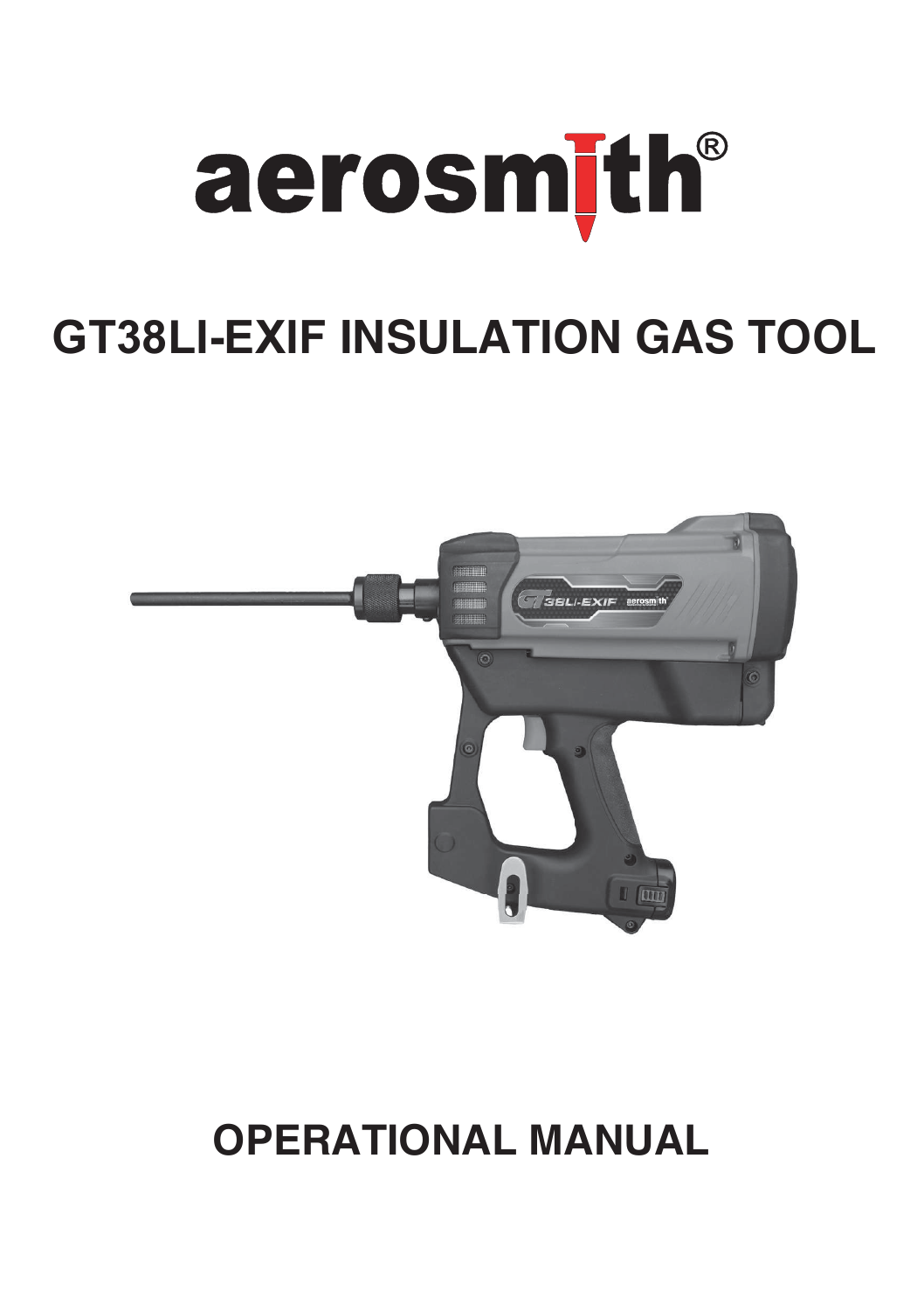# aerosmith®

# GT38LI-EXIF INSULATION GAS TOOL

# OPERATIONAL MANUAL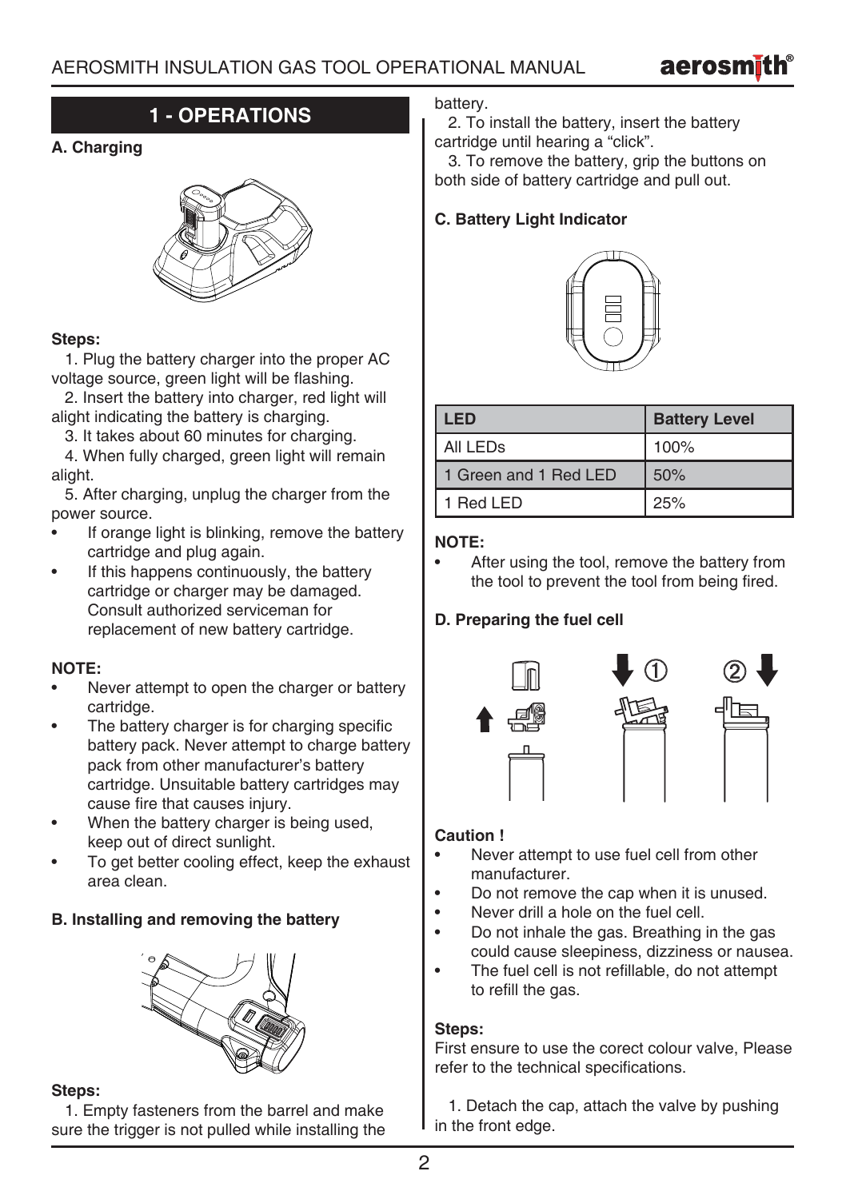## 1 - OPERATIONS

### A. Charging

**Steps:**

1. Plug the battery charger into the proper AC voltage source, green light will be flashing.
2. Insert the battery into charger, red light will alight indicating the battery is charging.
3. It takes about 60 minutes for charging.
4. When fully charged, green light will remain alight.
5. After charging, unplug the charger from the power source.

- If orange light is blinking, remove the battery cartridge and plug again.
- If this happens continuously, the battery cartridge or charger may be damaged. Consult authorized serviceman for replacement of new battery cartridge.

**NOTE:**

- Never attempt to open the charger or battery cartridge.
- The battery charger is for charging specific battery pack. Never attempt to charge battery pack from other manufacturer's battery cartridge. Unsuitable battery cartridges may cause fire that causes injury.
- When the battery charger is being used, keep out of direct sunlight.
- To get better cooling effect, keep the exhaust area clean.

### B. Installing and removing the battery

**Steps:**

1. Empty fasteners from the barrel and make sure the trigger is not pulled while installing the battery.
2. To install the battery, insert the battery cartridge until hearing a "click".
3. To remove the battery, grip the buttons on both side of battery cartridge and pull out.

### C. Battery Light Indicator

| LED | Battery Level |
|---|---|
| All LEDs | 100% |
| 1 Green and 1 Red LED | 50% |
| 1 Red LED | 25% |

**NOTE:**

- After using the tool, remove the battery from the tool to prevent the tool from being fired.

### D. Preparing the fuel cell

**Caution !**

- Never attempt to use fuel cell from other manufacturer.
- Do not remove the cap when it is unused.
- Never drill a hole on the fuel cell.
- Do not inhale the gas. Breathing in the gas could cause sleepiness, dizziness or nausea.
- The fuel cell is not refillable, do not attempt to refill the gas.

**Steps:**

First ensure to use the corect colour valve, Please refer to the technical specifications.

1. Detach the cap, attach the valve by pushing in the front edge.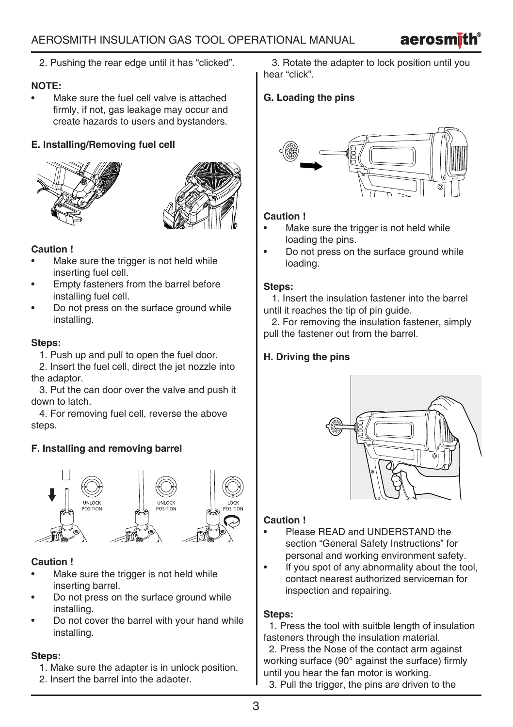2. Pushing the rear edge until it has "clicked".

**NOTE:**

- Make sure the fuel cell valve is attached firmly, if not, gas leakage may occur and create hazards to users and bystanders.

**E. Installing/Removing fuel cell**

**Caution !**

- Make sure the trigger is not held while inserting fuel cell.
- Empty fasteners from the barrel before installing fuel cell.
- Do not press on the surface ground while installing.

**Steps:**

1. Push up and pull to open the fuel door.
2. Insert the fuel cell, direct the jet nozzle into the adaptor.
3. Put the can door over the valve and push it down to latch.
4. For removing fuel cell, reverse the above steps.

**F. Installing and removing barrel**

UNLOCK POSITION

UNLOCK POSITION

LOCK POSITION

**Caution !**

- Make sure the trigger is not held while inserting barrel.
- Do not press on the surface ground while installing.
- Do not cover the barrel with your hand while installing.

**Steps:**

1. Make sure the adapter is in unlock position.
2. Insert the barrel into the adaoter.
3. Rotate the adapter to lock position until you hear "click".

**G. Loading the pins**

**Caution !**

- Make sure the trigger is not held while loading the pins.
- Do not press on the surface ground while loading.

**Steps:**

1. Insert the insulation fastener into the barrel until it reaches the tip of pin guide.
2. For removing the insulation fastener, simply pull the fastener out from the barrel.

**H. Driving the pins**

**Caution !**

- Please READ and UNDERSTAND the section "General Safety Instructions" for personal and working environment safety.
- If you spot of any abnormality about the tool, contact nearest authorized serviceman for inspection and repairing.

**Steps:**

1. Press the tool with suitble length of insulation fasteners through the insulation material.
2. Press the Nose of the contact arm against working surface (90° against the surface) firmly until you hear the fan motor is working.
3. Pull the trigger, the pins are driven to the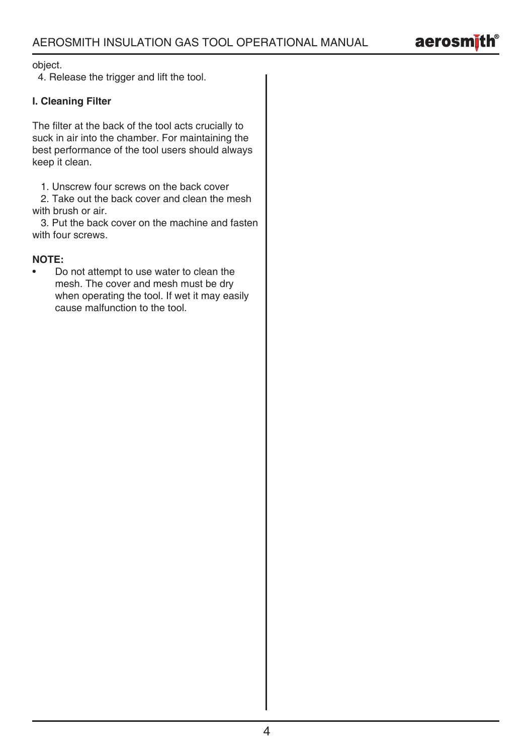object.

4. Release the trigger and lift the tool.

**I. Cleaning Filter**

The filter at the back of the tool acts crucially to suck in air into the chamber. For maintaining the best performance of the tool users should always keep it clean.

1. Unscrew four screws on the back cover
2. Take out the back cover and clean the mesh with brush or air.
3. Put the back cover on the machine and fasten with four screws.

**NOTE:**

- Do not attempt to use water to clean the mesh. The cover and mesh must be dry when operating the tool. If wet it may easily cause malfunction to the tool.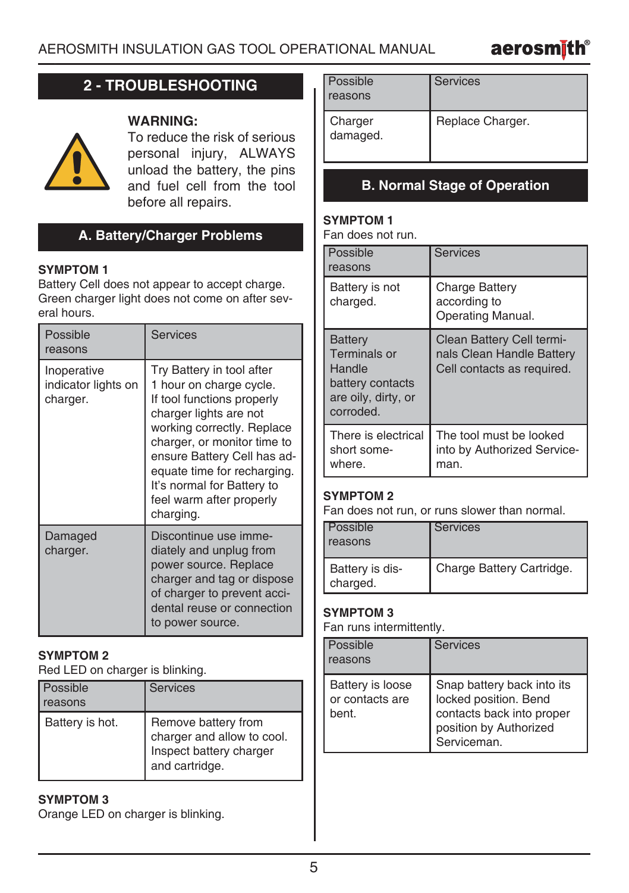## 2 - TROUBLESHOOTING

**WARNING:**
To reduce the risk of serious personal injury, ALWAYS unload the battery, the pins and fuel cell from the tool before all repairs.

### A. Battery/Charger Problems

**SYMPTOM 1**
Battery Cell does not appear to accept charge. Green charger light does not come on after several hours.

| Possible reasons | Services |
|---|---|
| Inoperative indicator lights on charger. | Try Battery in tool after 1 hour on charge cycle. If tool functions properly charger lights are not working correctly. Replace charger, or monitor time to ensure Battery Cell has adequate time for recharging. It's normal for Battery to feel warm after properly charging. |
| Damaged charger. | Discontinue use immediately and unplug from power source. Replace charger and tag or dispose of charger to prevent accidental reuse or connection to power source. |

**SYMPTOM 2**
Red LED on charger is blinking.

| Possible reasons | Services |
|---|---|
| Battery is hot. | Remove battery from charger and allow to cool. Inspect battery charger and cartridge. |

**SYMPTOM 3**
Orange LED on charger is blinking.

| Possible reasons | Services |
|---|---|
| Charger damaged. | Replace Charger. |

### B. Normal Stage of Operation

**SYMPTOM 1**
Fan does not run.

| Possible reasons | Services |
|---|---|
| Battery is not charged. | Charge Battery according to Operating Manual. |
| Battery Terminals or Handle battery contacts are oily, dirty, or corroded. | Clean Battery Cell terminals Clean Handle Battery Cell contacts as required. |
| There is electrical short somewhere. | The tool must be looked into by Authorized Serviceman. |

**SYMPTOM 2**
Fan does not run, or runs slower than normal.

| Possible reasons | Services |
|---|---|
| Battery is discharged. | Charge Battery Cartridge. |

**SYMPTOM 3**
Fan runs intermittently.

| Possible reasons | Services |
|---|---|
| Battery is loose or contacts are bent. | Snap battery back into its locked position. Bend contacts back into proper position by Authorized Serviceman. |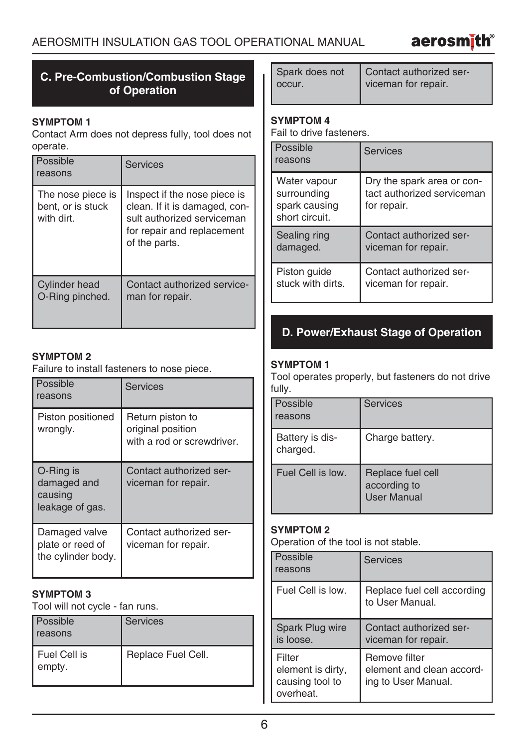## C. Pre-Combustion/Combustion Stage of Operation

**SYMPTOM 1**
Contact Arm does not depress fully, tool does not operate.

| Possible reasons | Services |
|---|---|
| The nose piece is bent, or is stuck with dirt. | Inspect if the nose piece is clean. If it is damaged, consult authorized serviceman for repair and replacement of the parts. |
| Cylinder head O-Ring pinched. | Contact authorized serviceman for repair. |

**SYMPTOM 2**
Failure to install fasteners to nose piece.

| Possible reasons | Services |
|---|---|
| Piston positioned wrongly. | Return piston to original position with a rod or screwdriver. |
| O-Ring is damaged and causing leakage of gas. | Contact authorized serviceman for repair. |
| Damaged valve plate or reed of the cylinder body. | Contact authorized serviceman for repair. |

**SYMPTOM 3**
Tool will not cycle - fan runs.

| Possible reasons | Services |
|---|---|
| Fuel Cell is empty. | Replace Fuel Cell. |
| Spark does not occur. | Contact authorized serviceman for repair. |

**SYMPTOM 4**
Fail to drive fasteners.

| Possible reasons | Services |
|---|---|
| Water vapour surrounding spark causing short circuit. | Dry the spark area or contact authorized serviceman for repair. |
| Sealing ring damaged. | Contact authorized serviceman for repair. |
| Piston guide stuck with dirts. | Contact authorized serviceman for repair. |

## D. Power/Exhaust Stage of Operation

**SYMPTOM 1**
Tool operates properly, but fasteners do not drive fully.

| Possible reasons | Services |
|---|---|
| Battery is discharged. | Charge battery. |
| Fuel Cell is low. | Replace fuel cell according to User Manual |

**SYMPTOM 2**
Operation of the tool is not stable.

| Possible reasons | Services |
|---|---|
| Fuel Cell is low. | Replace fuel cell according to User Manual. |
| Spark Plug wire is loose. | Contact authorized serviceman for repair. |
| Filter element is dirty, causing tool to overheat. | Remove filter element and clean according to User Manual. |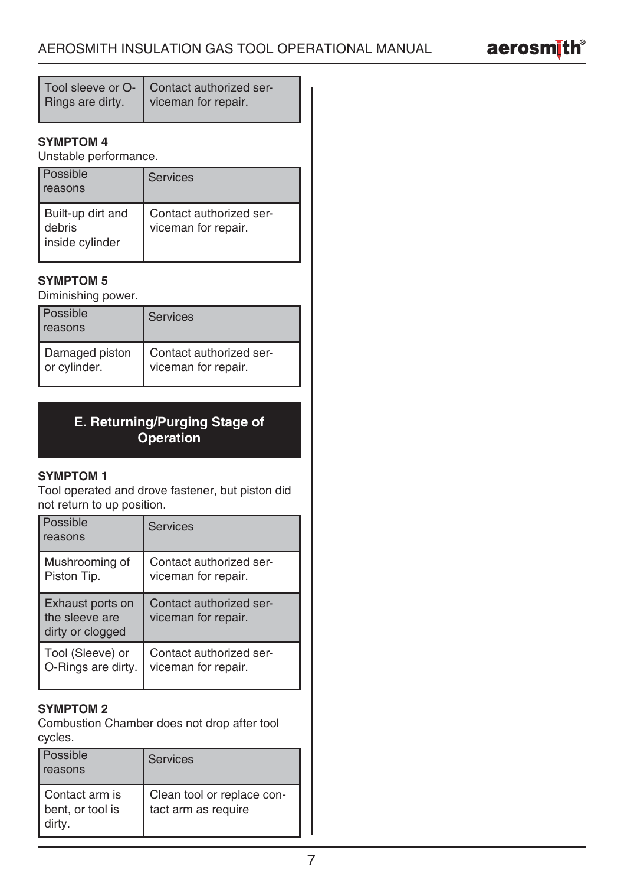| Tool sleeve or O-Rings are dirty. | Contact authorized serviceman for repair. |
|---|---|

**SYMPTOM 4**

Unstable performance.

| Possible reasons | Services |
|---|---|
| Built-up dirt and debris inside cylinder | Contact authorized serviceman for repair. |

**SYMPTOM 5**

Diminishing power.

| Possible reasons | Services |
|---|---|
| Damaged piston or cylinder. | Contact authorized serviceman for repair. |

## E. Returning/Purging Stage of Operation

**SYMPTOM 1**

Tool operated and drove fastener, but piston did not return to up position.

| Possible reasons | Services |
|---|---|
| Mushrooming of Piston Tip. | Contact authorized serviceman for repair. |
| Exhaust ports on the sleeve are dirty or clogged | Contact authorized serviceman for repair. |
| Tool (Sleeve) or O-Rings are dirty. | Contact authorized serviceman for repair. |

**SYMPTOM 2**

Combustion Chamber does not drop after tool cycles.

| Possible reasons | Services |
|---|---|
| Contact arm is bent, or tool is dirty. | Clean tool or replace contact arm as require |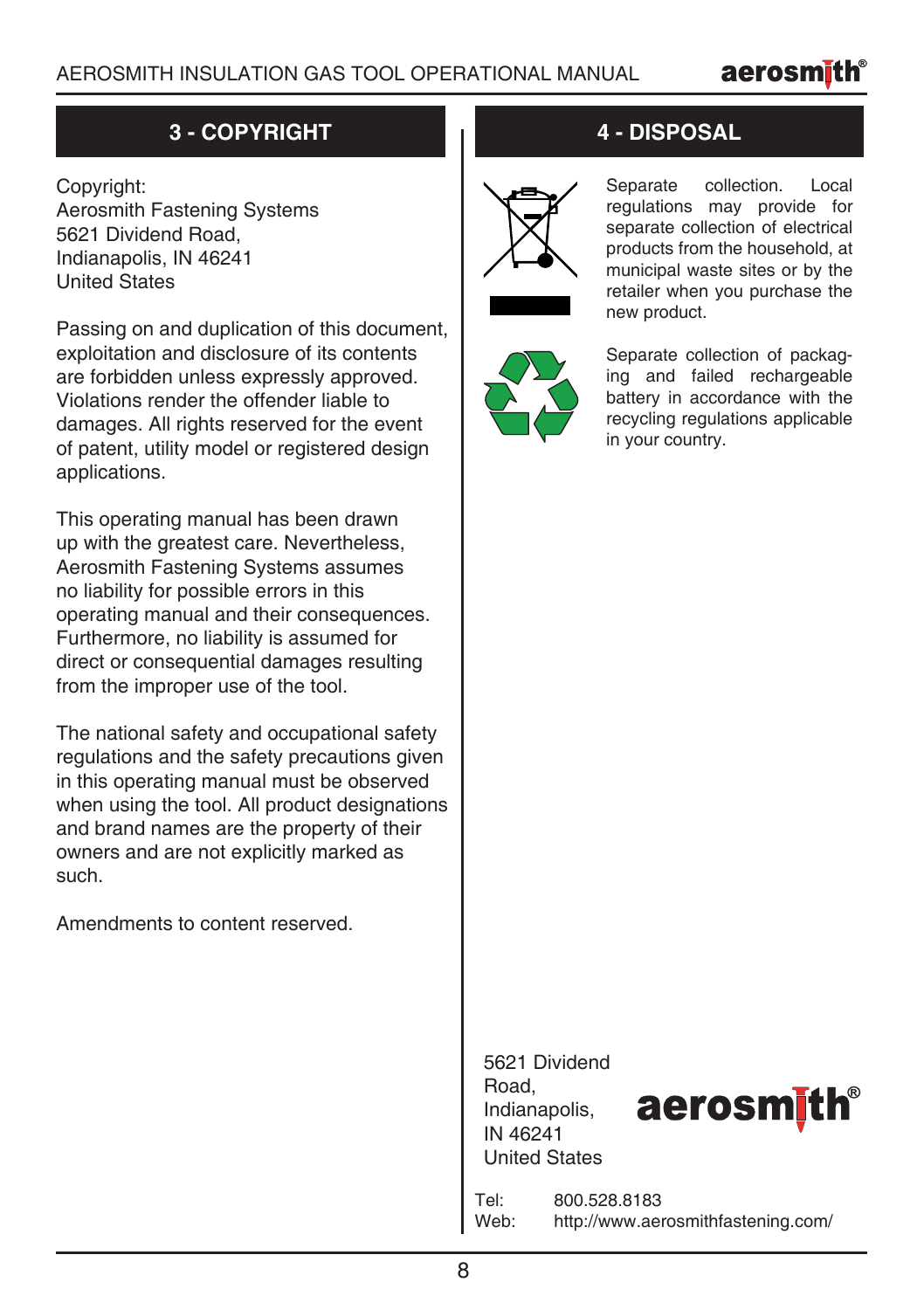## 3 - COPYRIGHT

Copyright:
Aerosmith Fastening Systems
5621 Dividend Road,
Indianapolis, IN 46241
United States

Passing on and duplication of this document, exploitation and disclosure of its contents are forbidden unless expressly approved. Violations render the offender liable to damages. All rights reserved for the event of patent, utility model or registered design applications.

This operating manual has been drawn up with the greatest care. Nevertheless, Aerosmith Fastening Systems assumes no liability for possible errors in this operating manual and their consequences. Furthermore, no liability is assumed for direct or consequential damages resulting from the improper use of the tool.

The national safety and occupational safety regulations and the safety precautions given in this operating manual must be observed when using the tool. All product designations and brand names are the property of their owners and are not explicitly marked as such.

Amendments to content reserved.

## 4 - DISPOSAL

Separate collection. Local regulations may provide for separate collection of electrical products from the household, at municipal waste sites or by the retailer when you purchase the new product.

Separate collection of packaging and failed rechargeable battery in accordance with the recycling regulations applicable in your country.

5621 Dividend Road,
Indianapolis,
IN 46241
United States

aerosmith®

Tel: 800.528.8183
Web: http://www.aerosmithfastening.com/